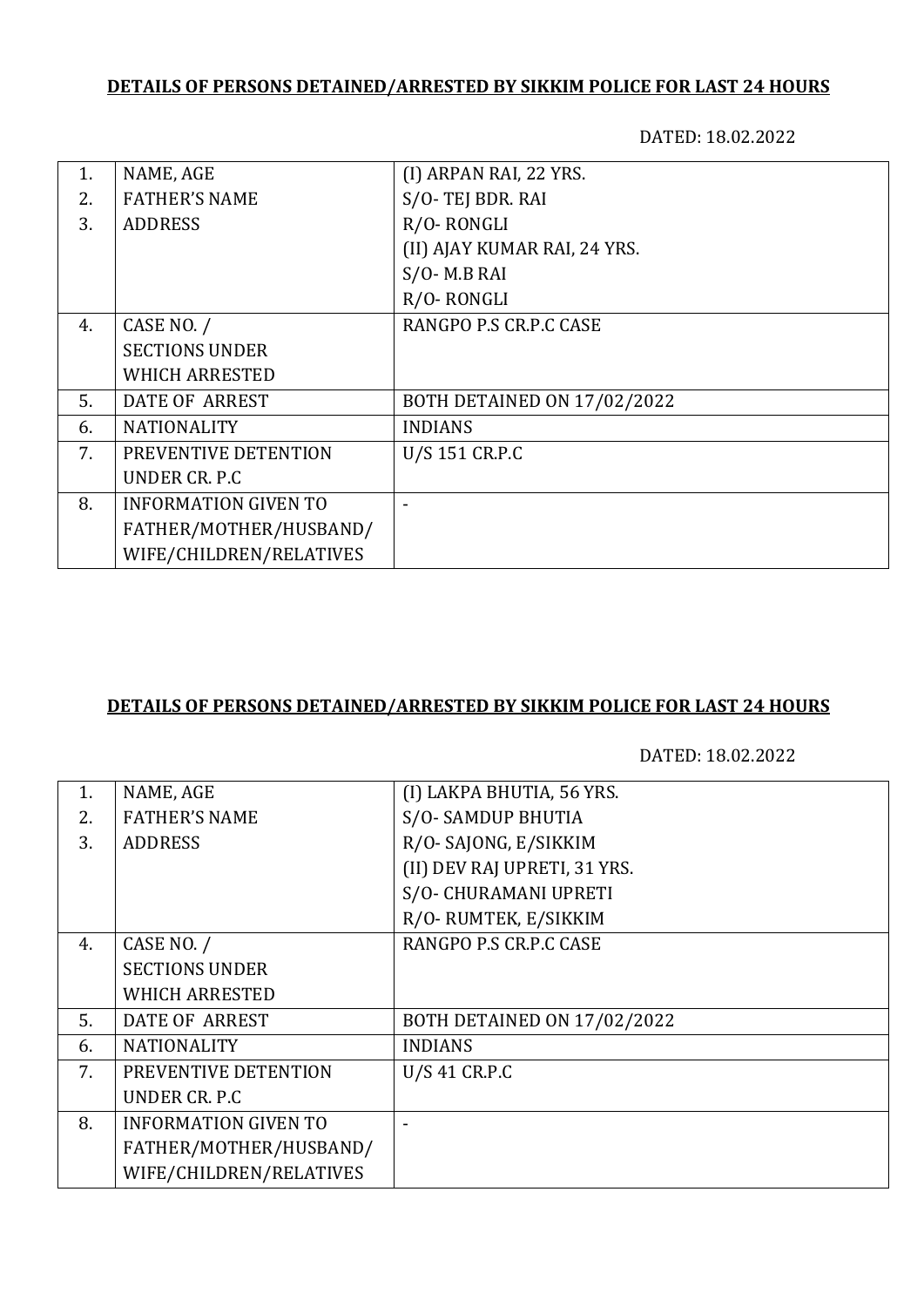**DETAILS OF PERSONS DETAINED/ARRESTED BY SIKKIM POLICE FOR LAST 24 HOURS**

DATED: 18.02.2022

| | | |
|---|---|---|
| 1.<br>2.<br>3. | NAME, AGE<br>FATHER'S NAME<br>ADDRESS | (I) ARPAN RAI, 22 YRS.<br>S/O- TEJ BDR. RAI<br>R/O- RONGLI<br>(II) AJAY KUMAR RAI, 24 YRS.<br>S/O- M.B RAI<br>R/O- RONGLI |
| 4. | CASE NO. /<br>SECTIONS UNDER<br>WHICH ARRESTED | RANGPO P.S CR.P.C CASE |
| 5. | DATE OF ARREST | BOTH DETAINED ON 17/02/2022 |
| 6. | NATIONALITY | INDIANS |
| 7. | PREVENTIVE DETENTION<br>UNDER CR. P.C | U/S 151 CR.P.C |
| 8. | INFORMATION GIVEN TO<br>FATHER/MOTHER/HUSBAND/<br>WIFE/CHILDREN/RELATIVES | - |

**DETAILS OF PERSONS DETAINED/ARRESTED BY SIKKIM POLICE FOR LAST 24 HOURS**

DATED: 18.02.2022

| | | |
|---|---|---|
| 1.<br>2.<br>3. | NAME, AGE<br>FATHER'S NAME<br>ADDRESS | (I) LAKPA BHUTIA, 56 YRS.<br>S/O- SAMDUP BHUTIA<br>R/O- SAJONG, E/SIKKIM<br>(II) DEV RAJ UPRETI, 31 YRS.<br>S/O- CHURAMANI UPRETI<br>R/O- RUMTEK, E/SIKKIM |
| 4. | CASE NO. /<br>SECTIONS UNDER<br>WHICH ARRESTED | RANGPO P.S CR.P.C CASE |
| 5. | DATE OF ARREST | BOTH DETAINED ON 17/02/2022 |
| 6. | NATIONALITY | INDIANS |
| 7. | PREVENTIVE DETENTION<br>UNDER CR. P.C | U/S 41 CR.P.C |
| 8. | INFORMATION GIVEN TO<br>FATHER/MOTHER/HUSBAND/<br>WIFE/CHILDREN/RELATIVES | - |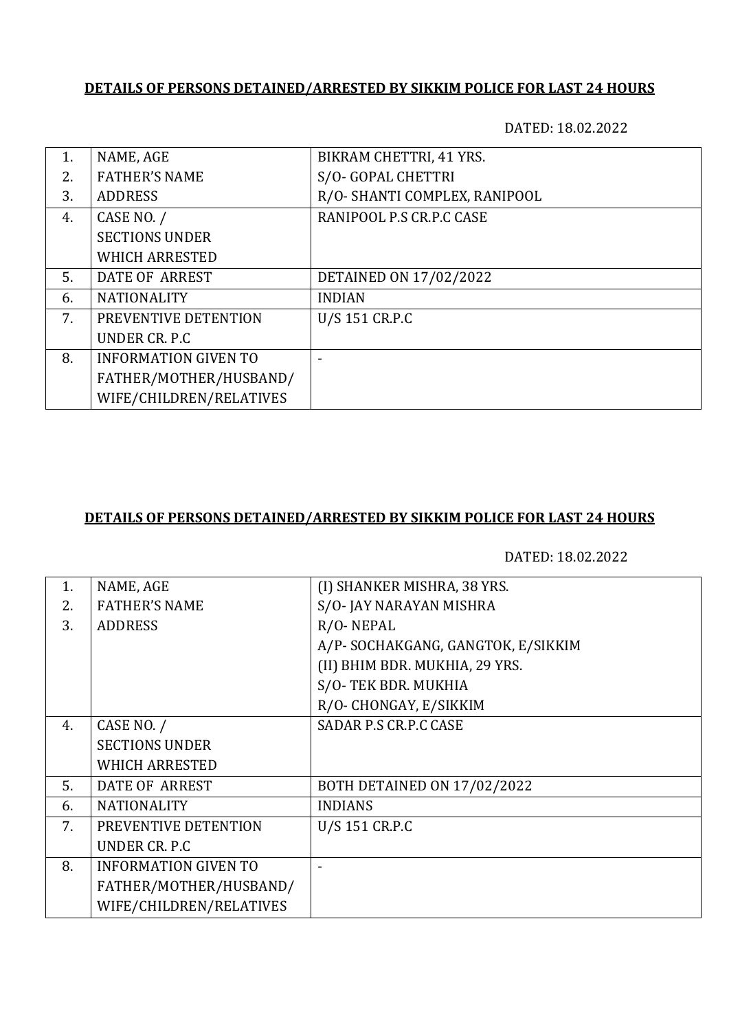**DETAILS OF PERSONS DETAINED/ARRESTED BY SIKKIM POLICE FOR LAST 24 HOURS**

DATED: 18.02.2022

| | | |
|---|---|---|
| 1.<br>2.<br>3. | NAME, AGE<br>FATHER'S NAME<br>ADDRESS | BIKRAM CHETTRI, 41 YRS.<br>S/O- GOPAL CHETTRI<br>R/O- SHANTI COMPLEX, RANIPOOL |
| 4. | CASE NO. /<br>SECTIONS UNDER<br>WHICH ARRESTED | RANIPOOL P.S CR.P.C CASE |
| 5. | DATE OF ARREST | DETAINED ON 17/02/2022 |
| 6. | NATIONALITY | INDIAN |
| 7. | PREVENTIVE DETENTION<br>UNDER CR. P.C | U/S 151 CR.P.C |
| 8. | INFORMATION GIVEN TO<br>FATHER/MOTHER/HUSBAND/<br>WIFE/CHILDREN/RELATIVES | - |

**DETAILS OF PERSONS DETAINED/ARRESTED BY SIKKIM POLICE FOR LAST 24 HOURS**

DATED: 18.02.2022

| | | |
|---|---|---|
| 1.<br>2.<br>3. | NAME, AGE<br>FATHER'S NAME<br>ADDRESS | (I) SHANKER MISHRA, 38 YRS.<br>S/O- JAY NARAYAN MISHRA<br>R/O- NEPAL<br>A/P- SOCHAKGANG, GANGTOK, E/SIKKIM<br>(II) BHIM BDR. MUKHIA, 29 YRS.<br>S/O- TEK BDR. MUKHIA<br>R/O- CHONGAY, E/SIKKIM |
| 4. | CASE NO. /<br>SECTIONS UNDER<br>WHICH ARRESTED | SADAR P.S CR.P.C CASE |
| 5. | DATE OF ARREST | BOTH DETAINED ON 17/02/2022 |
| 6. | NATIONALITY | INDIANS |
| 7. | PREVENTIVE DETENTION<br>UNDER CR. P.C | U/S 151 CR.P.C |
| 8. | INFORMATION GIVEN TO<br>FATHER/MOTHER/HUSBAND/<br>WIFE/CHILDREN/RELATIVES | - |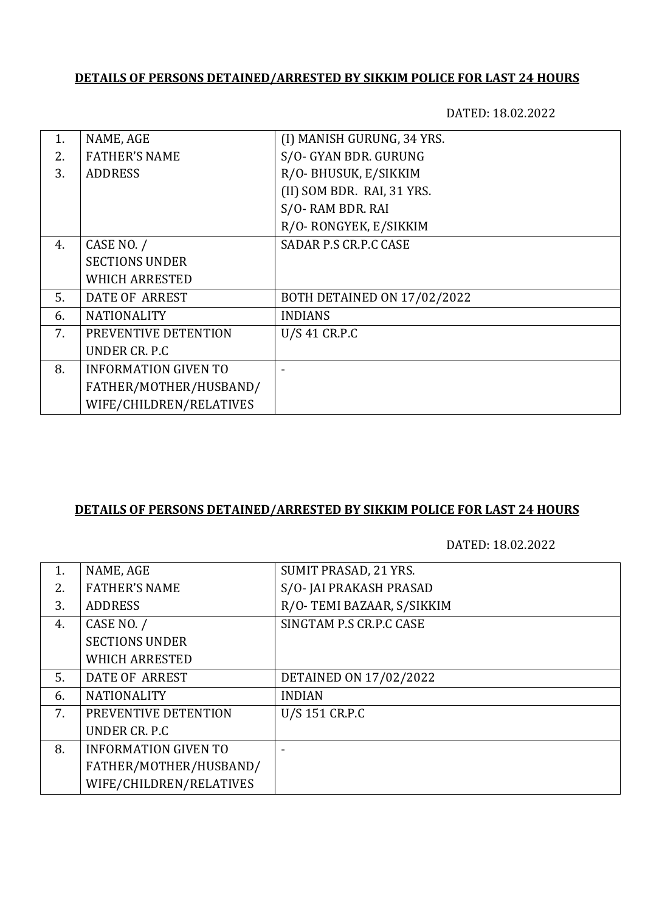**DETAILS OF PERSONS DETAINED/ARRESTED BY SIKKIM POLICE FOR LAST 24 HOURS**

DATED: 18.02.2022

| | | |
|---|---|---|
| 1.<br>2.<br>3. | NAME, AGE<br>FATHER'S NAME<br>ADDRESS | (I) MANISH GURUNG, 34 YRS.<br>S/O- GYAN BDR. GURUNG<br>R/O- BHUSUK, E/SIKKIM<br>(II) SOM BDR. RAI, 31 YRS.<br>S/O- RAM BDR. RAI<br>R/O- RONGYEK, E/SIKKIM |
| 4. | CASE NO. /<br>SECTIONS UNDER<br>WHICH ARRESTED | SADAR P.S CR.P.C CASE |
| 5. | DATE OF ARREST | BOTH DETAINED ON 17/02/2022 |
| 6. | NATIONALITY | INDIANS |
| 7. | PREVENTIVE DETENTION<br>UNDER CR. P.C | U/S 41 CR.P.C |
| 8. | INFORMATION GIVEN TO<br>FATHER/MOTHER/HUSBAND/<br>WIFE/CHILDREN/RELATIVES | - |

**DETAILS OF PERSONS DETAINED/ARRESTED BY SIKKIM POLICE FOR LAST 24 HOURS**

DATED: 18.02.2022

| | | |
|---|---|---|
| 1.<br>2.<br>3. | NAME, AGE<br>FATHER'S NAME<br>ADDRESS | SUMIT PRASAD, 21 YRS.<br>S/O- JAI PRAKASH PRASAD<br>R/O- TEMI BAZAAR, S/SIKKIM |
| 4. | CASE NO. /<br>SECTIONS UNDER<br>WHICH ARRESTED | SINGTAM P.S CR.P.C CASE |
| 5. | DATE OF ARREST | DETAINED ON 17/02/2022 |
| 6. | NATIONALITY | INDIAN |
| 7. | PREVENTIVE DETENTION<br>UNDER CR. P.C | U/S 151 CR.P.C |
| 8. | INFORMATION GIVEN TO<br>FATHER/MOTHER/HUSBAND/<br>WIFE/CHILDREN/RELATIVES | - |